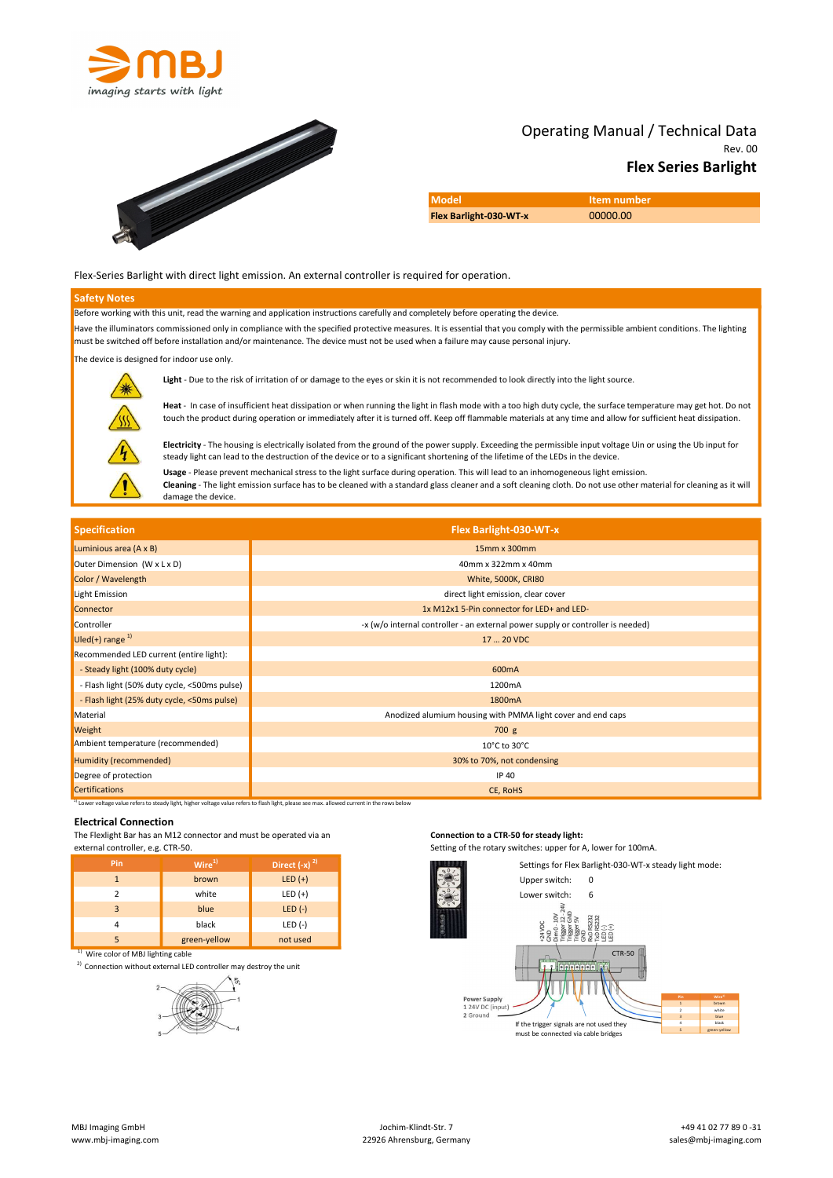# Operating Manual / Technical Data

Rev. 00

## Flex Series Barlight

| Model | Item number |
|---|---|
| Flex Barlight-030-WT-x | 00000.00 |

Flex-Series Barlight with direct light emission. An external controller is required for operation.

## Safety Notes

Before working with this unit, read the warning and application instructions carefully and completely before operating the device.

Have the illuminators commissioned only in compliance with the specified protective measures. It is essential that you comply with the permissible ambient conditions. The lighting must be switched off before installation and/or maintenance. The device must not be used when a failure may cause personal injury.

The device is designed for indoor use only.

**Light** - Due to the risk of irritation of or damage to the eyes or skin it is not recommended to look directly into the light source.

**Heat** - In case of insufficient heat dissipation or when running the light in flash mode with a too high duty cycle, the surface temperature may get hot. Do not touch the product during operation or immediately after it is turned off. Keep off flammable materials at any time and allow for sufficient heat dissipation.

**Electricity** - The housing is electrically isolated from the ground of the power supply. Exceeding the permissible input voltage Uin or using the Ub input for steady light can lead to the destruction of the device or to a significant shortening of the lifetime of the LEDs in the device.

**Usage** - Please prevent mechanical stress to the light surface during operation. This will lead to an inhomogeneous light emission.

**Cleaning** - The light emission surface has to be cleaned with a standard glass cleaner and a soft cleaning cloth. Do not use other material for cleaning as it will damage the device.

| Specification | Flex Barlight-030-WT-x |
|---|---|
| Luminious area (A x B) | 15mm x 300mm |
| Outer Dimension (W x L x D) | 40mm x 322mm x 40mm |
| Color / Wavelength | White, 5000K, CRI80 |
| Light Emission | direct light emission, clear cover |
| Connector | 1x M12x1 5-Pin connector for LED+ and LED- |
| Controller | -x (w/o internal controller - an external power supply or controller is needed) |
| Uled(+) range [1] | 17 … 20 VDC |
| Recommended LED current (entire light): | |
| - Steady light (100% duty cycle) | 600mA |
| - Flash light (50% duty cycle, <500ms pulse) | 1200mA |
| - Flash light (25% duty cycle, <50ms pulse) | 1800mA |
| Material | Anodized alumium housing with PMMA light cover and end caps |
| Weight | 700 g |
| Ambient temperature (recommended) | 10°C to 30°C |
| Humidity (recommended) | 30% to 70%, not condensing |
| Degree of protection | IP 40 |
| Certifications | CE, RoHS |

[1] Lower voltage value refers to steady light, higher voltage value refers to flash light, please see max. allowed current in the rows below

### Electrical Connection

The Flexlight Bar has an M12 connector and must be operated via an external controller, e.g. CTR-50.

| Pin | Wire[1] | Direct (-x) [2] |
|---|---|---|
| 1 | brown | LED (+) |
| 2 | white | LED (+) |
| 3 | blue | LED (-) |
| 4 | black | LED (-) |
| 5 | green-yellow | not used |

[1] Wire color of MBJ lighting cable

[2] Connection without external LED controller may destroy the unit

**Connection to a CTR-50 for steady light:**

Setting of the rotary switches: upper for A, lower for 100mA.

Settings for Flex Barlight-030-WT-x steady light mode:

Upper switch: 0

Lower switch: 6

Power Supply
1 24V DC (input)
2 Ground

If the trigger signals are not used they must be connected via cable bridges

MBJ Imaging GmbH
www.mbj-imaging.com

Jochim-Klindt-Str. 7
22926 Ahrensburg, Germany

+49 41 02 77 89 0 -31
sales@mbj-imaging.com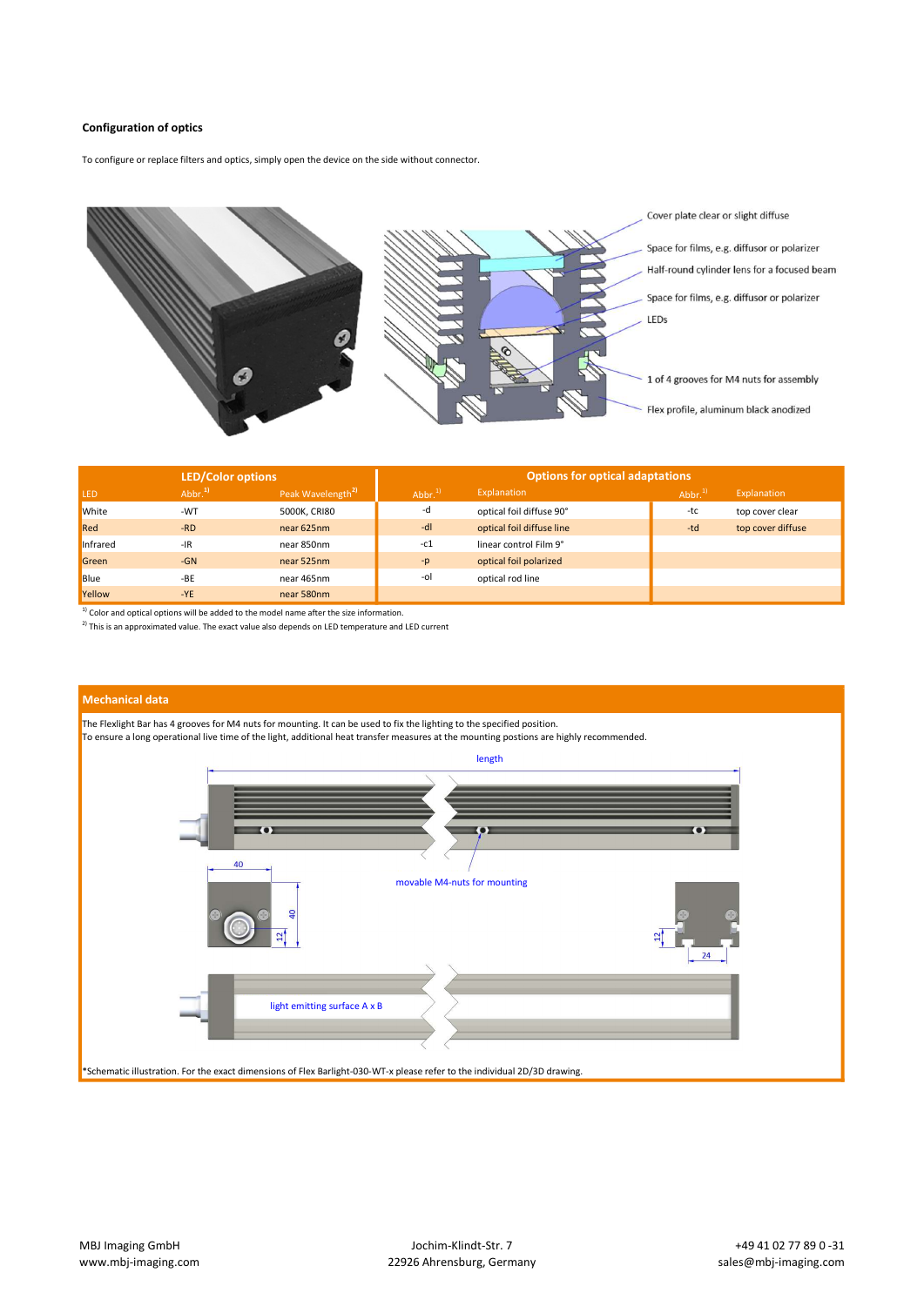### Configuration of optics

To configure or replace filters and optics, simply open the device on the side without connector.

Cover plate clear or slight diffuse

Space for films, e.g. diffusor or polarizer

Half-round cylinder lens for a focused beam

Space for films, e.g. diffusor or polarizer

LEDs

1 of 4 grooves for M4 nuts for assembly

Flex profile, aluminum black anodized

| LED/Color options | | | Options for optical adaptations | | | |
|---|---|---|---|---|---|---|
| LED | Abbr.[1] | Peak Wavelength[2] | Abbr.[1] | Explanation | Abbr.[1] | Explanation |
| White | -WT | 5000K, CRI80 | -d | optical foil diffuse 90° | -tc | top cover clear |
| Red | -RD | near 625nm | -dl | optical foil diffuse line | -td | top cover diffuse |
| Infrared | -IR | near 850nm | -c1 | linear control Film 9° | | |
| Green | -GN | near 525nm | -p | optical foil polarized | | |
| Blue | -BE | near 465nm | -ol | optical rod line | | |
| Yellow | -YE | near 580nm | | | | |

[1] Color and optical options will be added to the model name after the size information.

[2] This is an approximated value. The exact value also depends on LED temperature and LED current

## Mechanical data

The Flexlight Bar has 4 grooves for M4 nuts for mounting. It can be used to fix the lighting to the specified position.
To ensure a long operational live time of the light, additional heat transfer measures at the mounting postions are highly recommended.

length

40

movable M4-nuts for mounting

40

12

12

24

light emitting surface A x B

*Schematic illustration. For the exact dimensions of Flex Barlight-030-WT-x please refer to the individual 2D/3D drawing.

MBJ Imaging GmbH
www.mbj-imaging.com

Jochim-Klindt-Str. 7
22926 Ahrensburg, Germany

+49 41 02 77 89 0 -31
sales@mbj-imaging.com